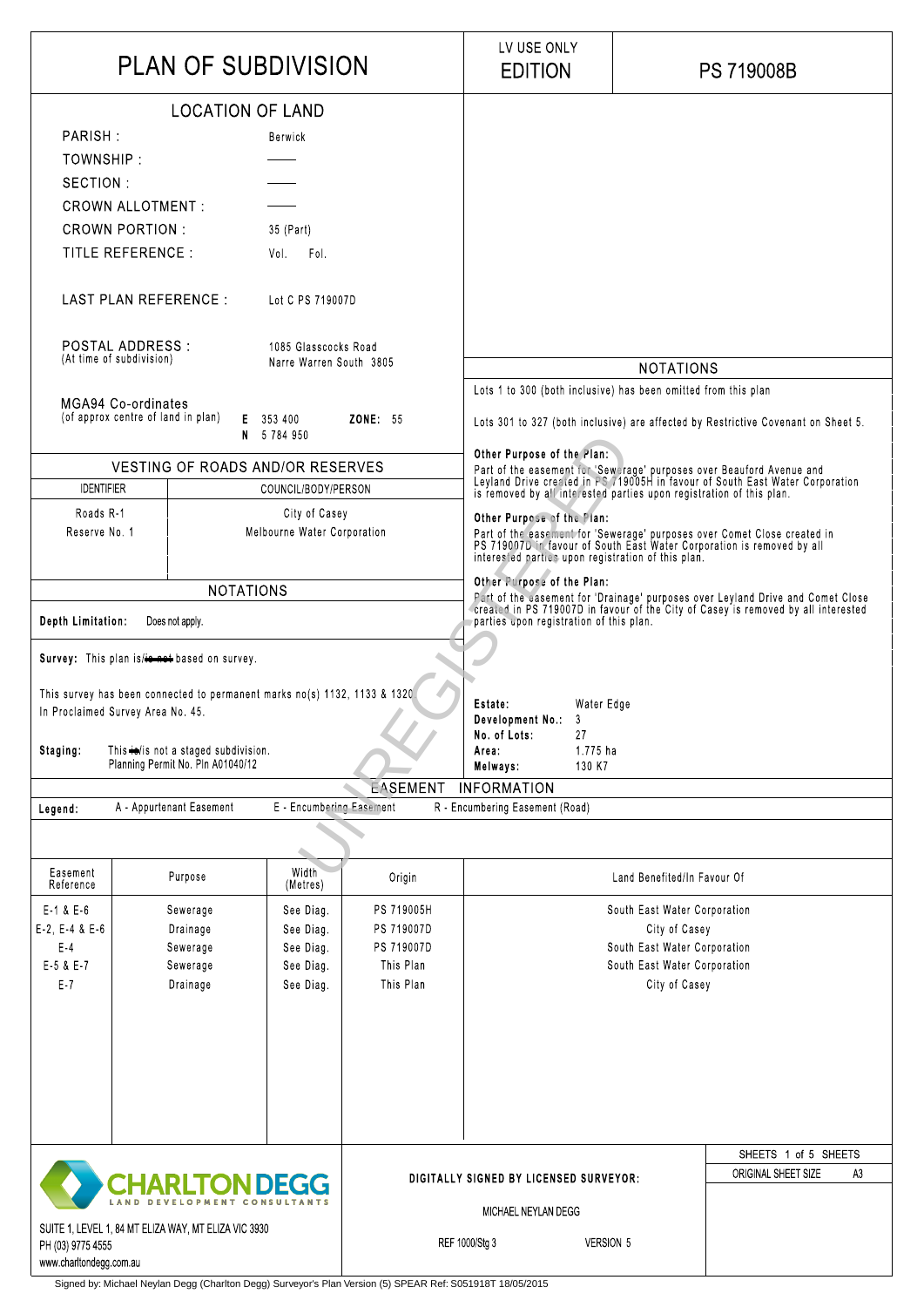# PLAN OF SUBDIVISION

LV USE ONLY
EDITION

PS 719008B

## LOCATION OF LAND

| | |
|---|---|
| PARISH : | Berwick |
| TOWNSHIP : | —— |
| SECTION : | —— |
| CROWN ALLOTMENT : | —— |
| CROWN PORTION : | 35 (Part) |
| TITLE REFERENCE : | Vol. Fol. |
| LAST PLAN REFERENCE : | Lot C PS 719007D |
| POSTAL ADDRESS : (At time of subdivision) | 1085 Glasscocks Road Narre Warren South 3805 |
| MGA94 Co-ordinates (of approx centre of land in plan) | E 353 400 N 5 784 950 ZONE: 55 |

## VESTING OF ROADS AND/OR RESERVES

| IDENTIFIER | COUNCIL/BODY/PERSON |
|---|---|
| Roads R-1 | City of Casey |
| Reserve No. 1 | Melbourne Water Corporation |

## NOTATIONS

**Depth Limitation:** Does not apply.

**Survey:** This plan is/~~is not~~ based on survey.

This survey has been connected to permanent marks no(s) 1132, 1133 & 1320
In Proclaimed Survey Area No. 45.

**Staging:** This ~~is~~/is not a staged subdivision.
Planning Permit No. Pln A01040/12

## NOTATIONS

Lots 1 to 300 (both inclusive) has been omitted from this plan

Lots 301 to 327 (both inclusive) are affected by Restrictive Covenant on Sheet 5.

**Other Purpose of the Plan:**
Part of the easement for 'Sewerage' purposes over Beauford Avenue and Leyland Drive created in PS 719005H in favour of South East Water Corporation is removed by all interested parties upon registration of this plan.

**Other Purpose of the Plan:**
Part of the easement for 'Sewerage' purposes over Comet Close created in PS 719007D in favour of South East Water Corporation is removed by all interested parties upon registration of this plan.

**Other Purpose of the Plan:**
Part of the easement for 'Drainage' purposes over Leyland Drive and Comet Close created in PS 719007D in favour of the City of Casey is removed by all interested parties upon registration of this plan.

| | |
|---|---|
| **Estate:** | Water Edge |
| **Development No.:** | 3 |
| **No. of Lots:** | 27 |
| **Area:** | 1.775 ha |
| **Melways:** | 130 K7 |

UNREGISTERED

## EASEMENT INFORMATION

**Legend:** A - Appurtenant Easement E - Encumbering Easement R - Encumbering Easement (Road)

| Easement Reference | Purpose | Width (Metres) | Origin | Land Benefited/In Favour Of |
|---|---|---|---|---|
| E-1 & E-6 | Sewerage | See Diag. | PS 719005H | South East Water Corporation |
| E-2, E-4 & E-6 | Drainage | See Diag. | PS 719007D | City of Casey |
| E-4 | Sewerage | See Diag. | PS 719007D | South East Water Corporation |
| E-5 & E-7 | Sewerage | See Diag. | This Plan | South East Water Corporation |
| E-7 | Drainage | See Diag. | This Plan | City of Casey |

CHARLTON DEGG
LAND DEVELOPMENT CONSULTANTS
SUITE 1, LEVEL 1, 84 MT ELIZA WAY, MT ELIZA VIC 3930
PH (03) 9775 4555
www.charltondegg.com.au

**DIGITALLY SIGNED BY LICENSED SURVEYOR:**
MICHAEL NEYLAN DEGG
REF 1000/Stg 3 VERSION 5

ORIGINAL SHEET SIZE A3

Signed by: Michael Neylan Degg (Charlton Degg) Surveyor's Plan Version (5) SPEAR Ref: S051918T 18/05/2015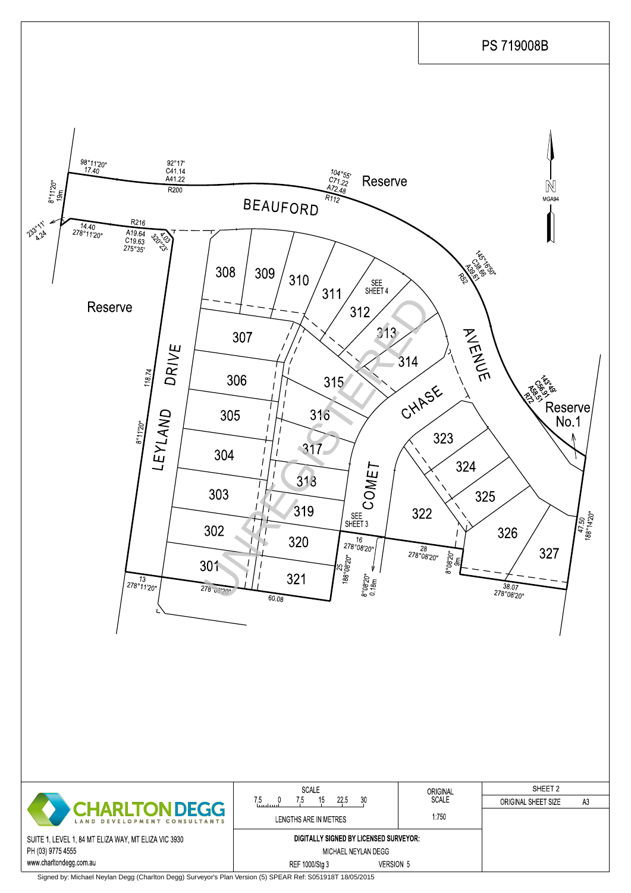# PS 719008B

BEAUFORD AVENUE

LEYLAND DRIVE

COMET CHASE

Reserve

Reserve No.1

N MGA94

98°11'20" 17.40

92°17' C41.14 A41.22 R200

104°55' C71.22 A72.48 R112

8°11'20" 19m

233°11' 4.24

14.40 278°11'20"

R216 A19.64 C19.63 275°35'

4.03 320°23'

145°16'50" C38.66 A39.61 R52

143°49' C56.91 A58.51 R72

118.74

8°11'20"

47.50 188°14'20"

13 278°11'20"

278°08'20"

60.08

16 278°08'20"

25 188°08'20"

8°08'20" 0.18m

28 278°08'20"

8°08'20" 9m

38.07 278°08'20"

SEE SHEET 4

SEE SHEET 3

301, 302, 303, 304, 305, 306, 307, 308, 309, 310, 311, 312, 313, 314, 315, 316, 317, 318, 319, 320, 321, 322, 323, 324, 325, 326, 327

UNREGISTERED

| SCALE | ORIGINAL SCALE | SHEET 2 |
|---|---|---|
| 7.5 0 7.5 15 22.5 30 | 1:750 | ORIGINAL SHEET SIZE A3 |
| LENGTHS ARE IN METRES | | |

CHARLTON DEGG
LAND DEVELOPMENT CONSULTANTS

SUITE 1, LEVEL 1, 84 MT ELIZA WAY, MT ELIZA VIC 3930
PH (03) 9775 4555
www.charltondegg.com.au

DIGITALLY SIGNED BY LICENSED SURVEYOR:
MICHAEL NEYLAN DEGG
REF 1000/Stg 3 VERSION 5

Signed by: Michael Neylan Degg (Charlton Degg) Surveyor's Plan Version (5) SPEAR Ref: S051918T 18/05/2015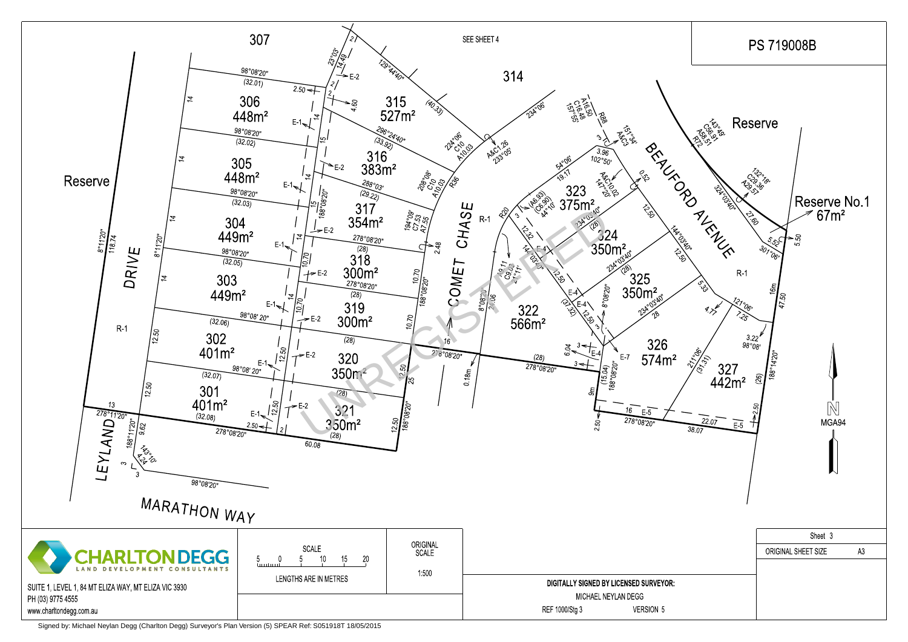# PS 719008B

SEE SHEET 4

307

314

Reserve

Reserve

Reserve No.1
67m²

LEYLAND DRIVE

COMET CHASE

BEAUFORD AVENUE

MARATHON WAY

R-1

| Lot | Area |
|---|---|
| 301 | 401m² |
| 302 | 401m² |
| 303 | 449m² |
| 304 | 449m² |
| 305 | 448m² |
| 306 | 448m² |
| 315 | 527m² |
| 316 | 383m² |
| 317 | 354m² |
| 318 | 300m² |
| 319 | 300m² |
| 320 | 350m² |
| 321 | 350m² |
| 322 | 566m² |
| 323 | 375m² |
| 324 | 350m² |
| 325 | 350m² |
| 326 | 574m² |
| 327 | 442m² |

UNREGISTERED

N
MGA94

**CHARLTON DEGG**
LAND DEVELOPMENT CONSULTANTS

SUITE 1, LEVEL 1, 84 MT ELIZA WAY, MT ELIZA VIC 3930
PH (03) 9775 4555
www.charltondegg.com.au

SCALE
5 0 5 10 15 20
LENGTHS ARE IN METRES

ORIGINAL SCALE
1:500

DIGITALLY SIGNED BY LICENSED SURVEYOR:
MICHAEL NEYLAN DEGG
REF 1000/Stg 3 VERSION 5

Sheet 3
ORIGINAL SHEET SIZE A3

Signed by: Michael Neylan Degg (Charlton Degg) Surveyor's Plan Version (5) SPEAR Ref: S051918T 18/05/2015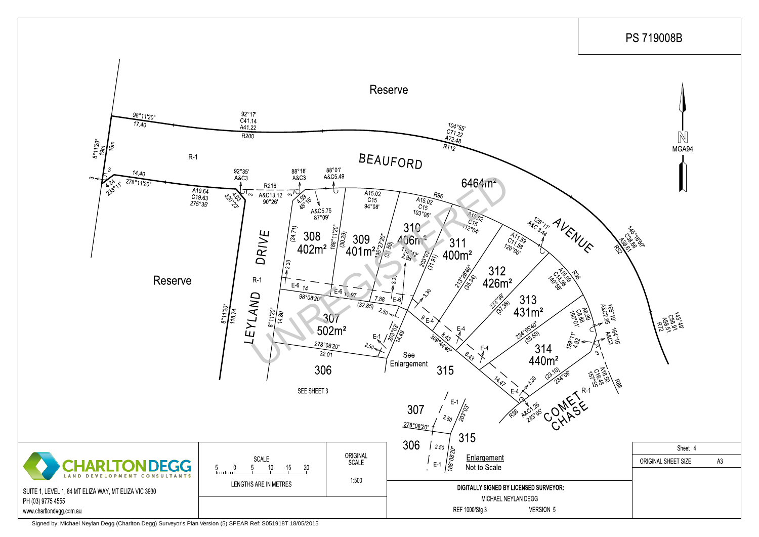# PS 719008B

Reserve

BEAUFORD AVENUE

LEYLAND DRIVE

COMET CHASE

Reserve

R-1

98°11'20" 17.40

92°17' C41.14 A41.22 R200

104°55' C71.22 A72.48 R112

145°16'50" C36.66 A39.61 R52

143°49' C56.91 A58.51 R72

8°11'20" 19m 16m

3 14.40 278°11'20" 4.24 233°11'

A19.64 C19.63 275°35'

4.03 320°23'

92°35' A&C3

R216 A&C13.12 90°26'

88°18' A&C3

88°01' A&C5.49

4.59 48°15'

A&C5.75 87°09'

A15.02 C15 94°08'

R96

A15.02 C15 103°06'

A15.02 C15 112°04'

126°11' A&C3.44

A11.59 C11.58 120°00'

A15.09 C14.98 140°56'

R36

A8.90 C8.88 160°01'

166°10' A&C2.85

164°16' A&C3

A16.50 C16.48 157°55'

R88

R36 A&C1.26 233°05'

6464m²

308 402m²

309 401m²

310 406m²

311 400m²

312 426m²

313 431m²

314 440m²

307 502m²

306

315

(24.71) 188°11'20" (30.29) 95°27'20" (31.59) 113°42' 2.98 203°03' (31.91) 213°26'40" (35.34) 223°38' (37.38) 234°05'40" (35.50) 199°11' 4.92 (23.10) 234°06'

3.30 E-6 14 E-6 10.97 7.88 E-6 98°08'20" (32.85) 2.50 3.30 3.30

8°11'20" 118.74

8°11'20" 14.80

278°08'20" 32.01

E-1 203°03' 14.49 2.50

9 E-4 8.43 309°44'40" E-4 8.43 E-4 14.47 E-4 3.30

See Enlargement

SEE SHEET 3

307 E-1 2.50 203°03' 278°08'20" 315 306 2.50 E-1 188°08'20"

Enlargement
Not to Scale

N
MGA94

UNREGISTERED

CHARLTON DEGG
LAND DEVELOPMENT CONSULTANTS

SUITE 1, LEVEL 1, 84 MT ELIZA WAY, MT ELIZA VIC 3930
PH (03) 9775 4555
www.charltondegg.com.au

SCALE
5 0 5 10 15 20
LENGTHS ARE IN METRES

ORIGINAL SCALE
1:500

DIGITALLY SIGNED BY LICENSED SURVEYOR:
MICHAEL NEYLAN DEGG
REF 1000/Stg 3 VERSION 5

Sheet 4
ORIGINAL SHEET SIZE A3

Signed by: Michael Neylan Degg (Charlton Degg) Surveyor's Plan Version (5) SPEAR Ref: S051918T 18/05/2015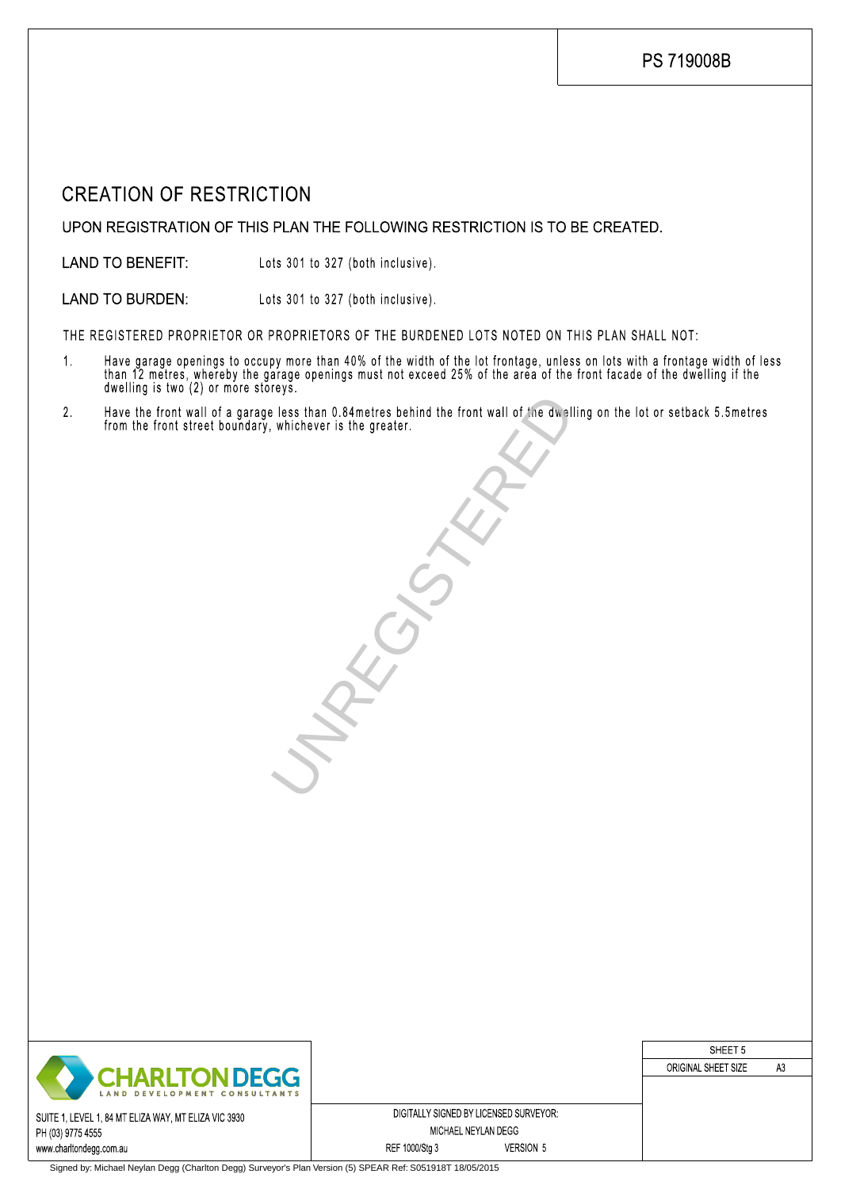PS 719008B

## CREATION OF RESTRICTION

UPON REGISTRATION OF THIS PLAN THE FOLLOWING RESTRICTION IS TO BE CREATED.

LAND TO BENEFIT: Lots 301 to 327 (both inclusive).

LAND TO BURDEN: Lots 301 to 327 (both inclusive).

THE REGISTERED PROPRIETOR OR PROPRIETORS OF THE BURDENED LOTS NOTED ON THIS PLAN SHALL NOT:

1. Have garage openings to occupy more than 40% of the width of the lot frontage, unless on lots with a frontage width of less than 12 metres, whereby the garage openings must not exceed 25% of the area of the front facade of the dwelling if the dwelling is two (2) or more storeys.
2. Have the front wall of a garage less than 0.84metres behind the front wall of the dwelling on the lot or setback 5.5metres from the front street boundary, whichever is the greater.

UNREGISTERED

CHARLTON DEGG
LAND DEVELOPMENT CONSULTANTS

SUITE 1, LEVEL 1, 84 MT ELIZA WAY, MT ELIZA VIC 3930
PH (03) 9775 4555
www.charltondegg.com.au

DIGITALLY SIGNED BY LICENSED SURVEYOR:
MICHAEL NEYLAN DEGG
REF 1000/Stg 3 VERSION 5

SHEET 5
ORIGINAL SHEET SIZE A3

Signed by: Michael Neylan Degg (Charlton Degg) Surveyor's Plan Version (5) SPEAR Ref: S051918T 18/05/2015